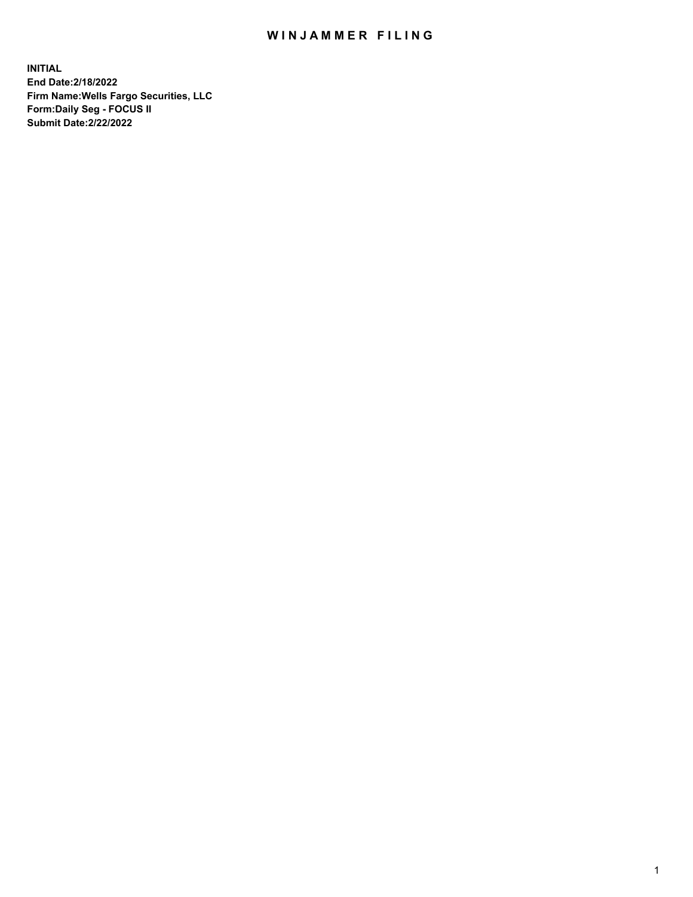# WINJAMMER FILING

**INITIAL**
**End Date:2/18/2022**
**Firm Name:Wells Fargo Securities, LLC**
**Form:Daily Seg - FOCUS II**
**Submit Date:2/22/2022**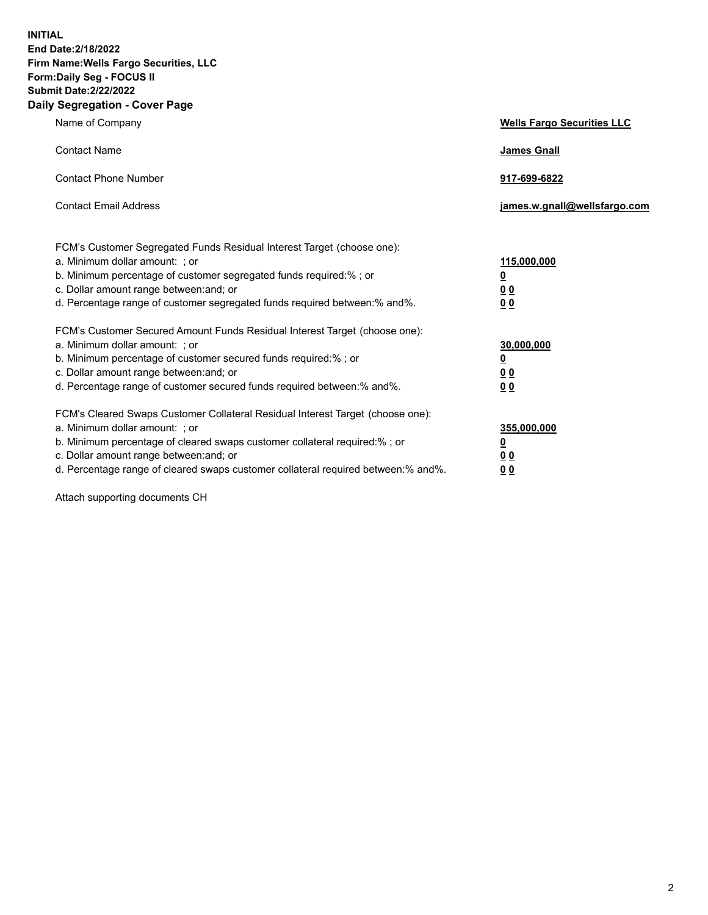**INITIAL**
**End Date:2/18/2022**
**Firm Name:Wells Fargo Securities, LLC**
**Form:Daily Seg - FOCUS II**
**Submit Date:2/22/2022**

## Daily Segregation - Cover Page

| | |
|---|---|
| Name of Company | **Wells Fargo Securities LLC** |
| Contact Name | **James Gnall** |
| Contact Phone Number | **917-699-6822** |
| Contact Email Address | **james.w.gnall@wellsfargo.com** |

| | |
|---|---|
| FCM's Customer Segregated Funds Residual Interest Target (choose one): | |
| a. Minimum dollar amount: ; or | **115,000,000** |
| b. Minimum percentage of customer segregated funds required:% ; or | **0** |
| c. Dollar amount range between:and; or | **0 0** |
| d. Percentage range of customer segregated funds required between:% and%. | **0 0** |
| FCM's Customer Secured Amount Funds Residual Interest Target (choose one): | |
| a. Minimum dollar amount: ; or | **30,000,000** |
| b. Minimum percentage of customer secured funds required:% ; or | **0** |
| c. Dollar amount range between:and; or | **0 0** |
| d. Percentage range of customer secured funds required between:% and%. | **0 0** |
| FCM's Cleared Swaps Customer Collateral Residual Interest Target (choose one): | |
| a. Minimum dollar amount: ; or | **355,000,000** |
| b. Minimum percentage of cleared swaps customer collateral required:% ; or | **0** |
| c. Dollar amount range between:and; or | **0 0** |
| d. Percentage range of cleared swaps customer collateral required between:% and%. | **0 0** |

Attach supporting documents CH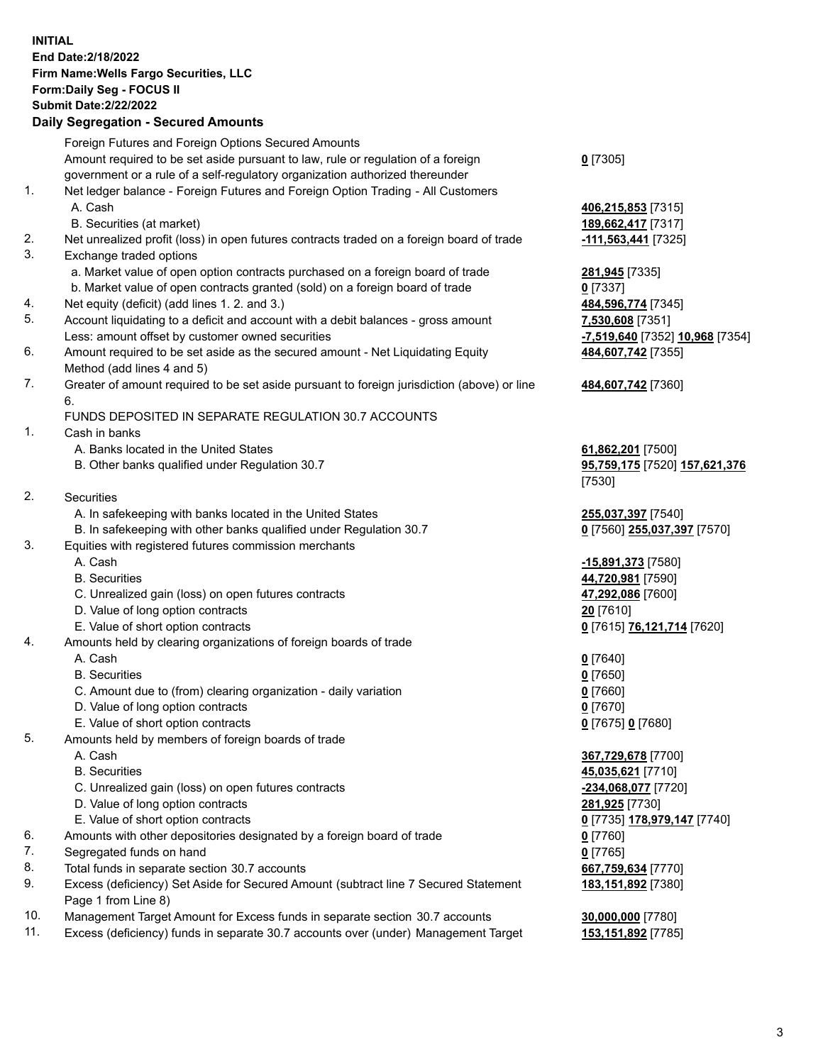**INITIAL**
**End Date:2/18/2022**
**Firm Name:Wells Fargo Securities, LLC**
**Form:Daily Seg - FOCUS II**
**Submit Date:2/22/2022**

## Daily Segregation - Secured Amounts

| | | |
|---|---|---|
| | Foreign Futures and Foreign Options Secured Amounts | |
| | Amount required to be set aside pursuant to law, rule or regulation of a foreign government or a rule of a self-regulatory organization authorized thereunder | **0** [7305] |
| 1. | Net ledger balance - Foreign Futures and Foreign Option Trading - All Customers | |
| | A. Cash | **406,215,853** [7315] |
| | B. Securities (at market) | **189,662,417** [7317] |
| 2. | Net unrealized profit (loss) in open futures contracts traded on a foreign board of trade | **-111,563,441** [7325] |
| 3. | Exchange traded options | |
| | a. Market value of open option contracts purchased on a foreign board of trade | **281,945** [7335] |
| | b. Market value of open contracts granted (sold) on a foreign board of trade | **0** [7337] |
| 4. | Net equity (deficit) (add lines 1. 2. and 3.) | **484,596,774** [7345] |
| 5. | Account liquidating to a deficit and account with a debit balances - gross amount | **7,530,608** [7351] |
| | Less: amount offset by customer owned securities | **-7,519,640** [7352] **10,968** [7354] |
| 6. | Amount required to be set aside as the secured amount - Net Liquidating Equity Method (add lines 4 and 5) | **484,607,742** [7355] |
| 7. | Greater of amount required to be set aside pursuant to foreign jurisdiction (above) or line 6. | **484,607,742** [7360] |
| | FUNDS DEPOSITED IN SEPARATE REGULATION 30.7 ACCOUNTS | |
| 1. | Cash in banks | |
| | A. Banks located in the United States | **61,862,201** [7500] |
| | B. Other banks qualified under Regulation 30.7 | **95,759,175** [7520] **157,621,376** [7530] |
| 2. | Securities | |
| | A. In safekeeping with banks located in the United States | **255,037,397** [7540] |
| | B. In safekeeping with other banks qualified under Regulation 30.7 | **0** [7560] **255,037,397** [7570] |
| 3. | Equities with registered futures commission merchants | |
| | A. Cash | **-15,891,373** [7580] |
| | B. Securities | **44,720,981** [7590] |
| | C. Unrealized gain (loss) on open futures contracts | **47,292,086** [7600] |
| | D. Value of long option contracts | **20** [7610] |
| | E. Value of short option contracts | **0** [7615] **76,121,714** [7620] |
| 4. | Amounts held by clearing organizations of foreign boards of trade | |
| | A. Cash | **0** [7640] |
| | B. Securities | **0** [7650] |
| | C. Amount due to (from) clearing organization - daily variation | **0** [7660] |
| | D. Value of long option contracts | **0** [7670] |
| | E. Value of short option contracts | **0** [7675] **0** [7680] |
| 5. | Amounts held by members of foreign boards of trade | |
| | A. Cash | **367,729,678** [7700] |
| | B. Securities | **45,035,621** [7710] |
| | C. Unrealized gain (loss) on open futures contracts | **-234,068,077** [7720] |
| | D. Value of long option contracts | **281,925** [7730] |
| | E. Value of short option contracts | **0** [7735] **178,979,147** [7740] |
| 6. | Amounts with other depositories designated by a foreign board of trade | **0** [7760] |
| 7. | Segregated funds on hand | **0** [7765] |
| 8. | Total funds in separate section 30.7 accounts | **667,759,634** [7770] |
| 9. | Excess (deficiency) Set Aside for Secured Amount (subtract line 7 Secured Statement Page 1 from Line 8) | **183,151,892** [7380] |
| 10. | Management Target Amount for Excess funds in separate section 30.7 accounts | **30,000,000** [7780] |
| 11. | Excess (deficiency) funds in separate 30.7 accounts over (under) Management Target | **153,151,892** [7785] |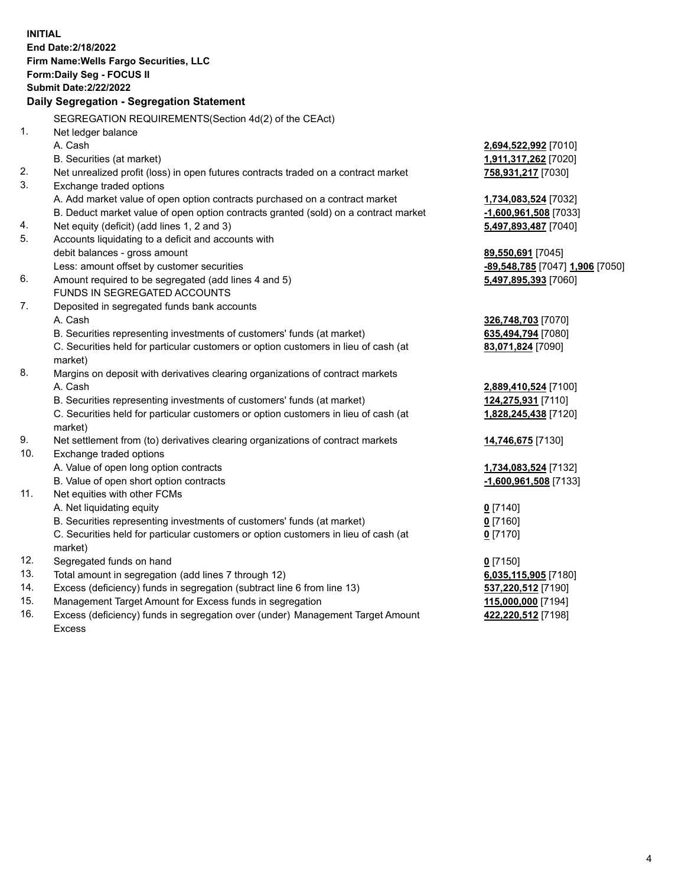**INITIAL**
**End Date:2/18/2022**
**Firm Name:Wells Fargo Securities, LLC**
**Form:Daily Seg - FOCUS II**
**Submit Date:2/22/2022**

## Daily Segregation - Segregation Statement

SEGREGATION REQUIREMENTS(Section 4d(2) of the CEAct)

| | | |
|---|---|---|
| 1. | Net ledger balance | |
| | A. Cash | **2,694,522,992** [7010] |
| | B. Securities (at market) | **1,911,317,262** [7020] |
| 2. | Net unrealized profit (loss) in open futures contracts traded on a contract market | **758,931,217** [7030] |
| 3. | Exchange traded options | |
| | A. Add market value of open option contracts purchased on a contract market | **1,734,083,524** [7032] |
| | B. Deduct market value of open option contracts granted (sold) on a contract market | **-1,600,961,508** [7033] |
| 4. | Net equity (deficit) (add lines 1, 2 and 3) | **5,497,893,487** [7040] |
| 5. | Accounts liquidating to a deficit and accounts with debit balances - gross amount | **89,550,691** [7045] |
| | Less: amount offset by customer securities | **-89,548,785** [7047] **1,906** [7050] |
| 6. | Amount required to be segregated (add lines 4 and 5) | **5,497,895,393** [7060] |
| | FUNDS IN SEGREGATED ACCOUNTS | |
| 7. | Deposited in segregated funds bank accounts | |
| | A. Cash | **326,748,703** [7070] |
| | B. Securities representing investments of customers' funds (at market) | **635,494,794** [7080] |
| | C. Securities held for particular customers or option customers in lieu of cash (at market) | **83,071,824** [7090] |
| 8. | Margins on deposit with derivatives clearing organizations of contract markets | |
| | A. Cash | **2,889,410,524** [7100] |
| | B. Securities representing investments of customers' funds (at market) | **124,275,931** [7110] |
| | C. Securities held for particular customers or option customers in lieu of cash (at market) | **1,828,245,438** [7120] |
| 9. | Net settlement from (to) derivatives clearing organizations of contract markets | **14,746,675** [7130] |
| 10. | Exchange traded options | |
| | A. Value of open long option contracts | **1,734,083,524** [7132] |
| | B. Value of open short option contracts | **-1,600,961,508** [7133] |
| 11. | Net equities with other FCMs | |
| | A. Net liquidating equity | **0** [7140] |
| | B. Securities representing investments of customers' funds (at market) | **0** [7160] |
| | C. Securities held for particular customers or option customers in lieu of cash (at market) | **0** [7170] |
| 12. | Segregated funds on hand | **0** [7150] |
| 13. | Total amount in segregation (add lines 7 through 12) | **6,035,115,905** [7180] |
| 14. | Excess (deficiency) funds in segregation (subtract line 6 from line 13) | **537,220,512** [7190] |
| 15. | Management Target Amount for Excess funds in segregation | **115,000,000** [7194] |
| 16. | Excess (deficiency) funds in segregation over (under) Management Target Amount Excess | **422,220,512** [7198] |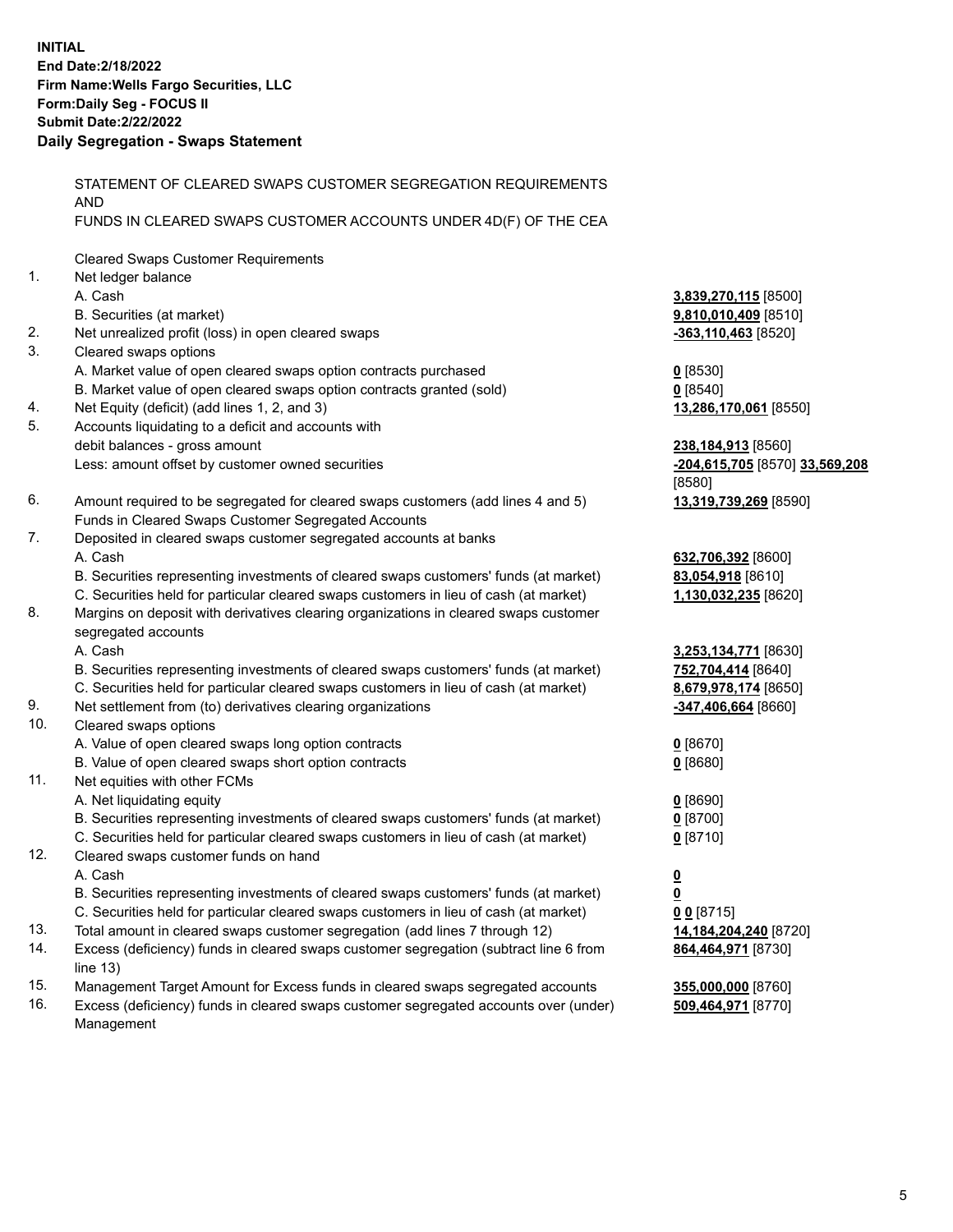**INITIAL**
**End Date:2/18/2022**
**Firm Name:Wells Fargo Securities, LLC**
**Form:Daily Seg - FOCUS II**
**Submit Date:2/22/2022**
**Daily Segregation - Swaps Statement**

STATEMENT OF CLEARED SWAPS CUSTOMER SEGREGATION REQUIREMENTS AND FUNDS IN CLEARED SWAPS CUSTOMER ACCOUNTS UNDER 4D(F) OF THE CEA

| | | |
|---|---|---|
| | Cleared Swaps Customer Requirements | |
| 1. | Net ledger balance | |
| | A. Cash | **3,839,270,115** [8500] |
| | B. Securities (at market) | **9,810,010,409** [8510] |
| 2. | Net unrealized profit (loss) in open cleared swaps | **-363,110,463** [8520] |
| 3. | Cleared swaps options | |
| | A. Market value of open cleared swaps option contracts purchased | **0** [8530] |
| | B. Market value of open cleared swaps option contracts granted (sold) | **0** [8540] |
| 4. | Net Equity (deficit) (add lines 1, 2, and 3) | **13,286,170,061** [8550] |
| 5. | Accounts liquidating to a deficit and accounts with debit balances - gross amount | **238,184,913** [8560] |
| | Less: amount offset by customer owned securities | **-204,615,705** [8570] **33,569,208** [8580] |
| 6. | Amount required to be segregated for cleared swaps customers (add lines 4 and 5) | **13,319,739,269** [8590] |
| | Funds in Cleared Swaps Customer Segregated Accounts | |
| 7. | Deposited in cleared swaps customer segregated accounts at banks | |
| | A. Cash | **632,706,392** [8600] |
| | B. Securities representing investments of cleared swaps customers' funds (at market) | **83,054,918** [8610] |
| | C. Securities held for particular cleared swaps customers in lieu of cash (at market) | **1,130,032,235** [8620] |
| 8. | Margins on deposit with derivatives clearing organizations in cleared swaps customer segregated accounts | |
| | A. Cash | **3,253,134,771** [8630] |
| | B. Securities representing investments of cleared swaps customers' funds (at market) | **752,704,414** [8640] |
| | C. Securities held for particular cleared swaps customers in lieu of cash (at market) | **8,679,978,174** [8650] |
| 9. | Net settlement from (to) derivatives clearing organizations | **-347,406,664** [8660] |
| 10. | Cleared swaps options | |
| | A. Value of open cleared swaps long option contracts | **0** [8670] |
| | B. Value of open cleared swaps short option contracts | **0** [8680] |
| 11. | Net equities with other FCMs | |
| | A. Net liquidating equity | **0** [8690] |
| | B. Securities representing investments of cleared swaps customers' funds (at market) | **0** [8700] |
| | C. Securities held for particular cleared swaps customers in lieu of cash (at market) | **0** [8710] |
| 12. | Cleared swaps customer funds on hand | |
| | A. Cash | **0** |
| | B. Securities representing investments of cleared swaps customers' funds (at market) | **0** |
| | C. Securities held for particular cleared swaps customers in lieu of cash (at market) | **0** **0** [8715] |
| 13. | Total amount in cleared swaps customer segregation (add lines 7 through 12) | **14,184,204,240** [8720] |
| 14. | Excess (deficiency) funds in cleared swaps customer segregation (subtract line 6 from line 13) | **864,464,971** [8730] |
| 15. | Management Target Amount for Excess funds in cleared swaps segregated accounts | **355,000,000** [8760] |
| 16. | Excess (deficiency) funds in cleared swaps customer segregated accounts over (under) Management | **509,464,971** [8770] |